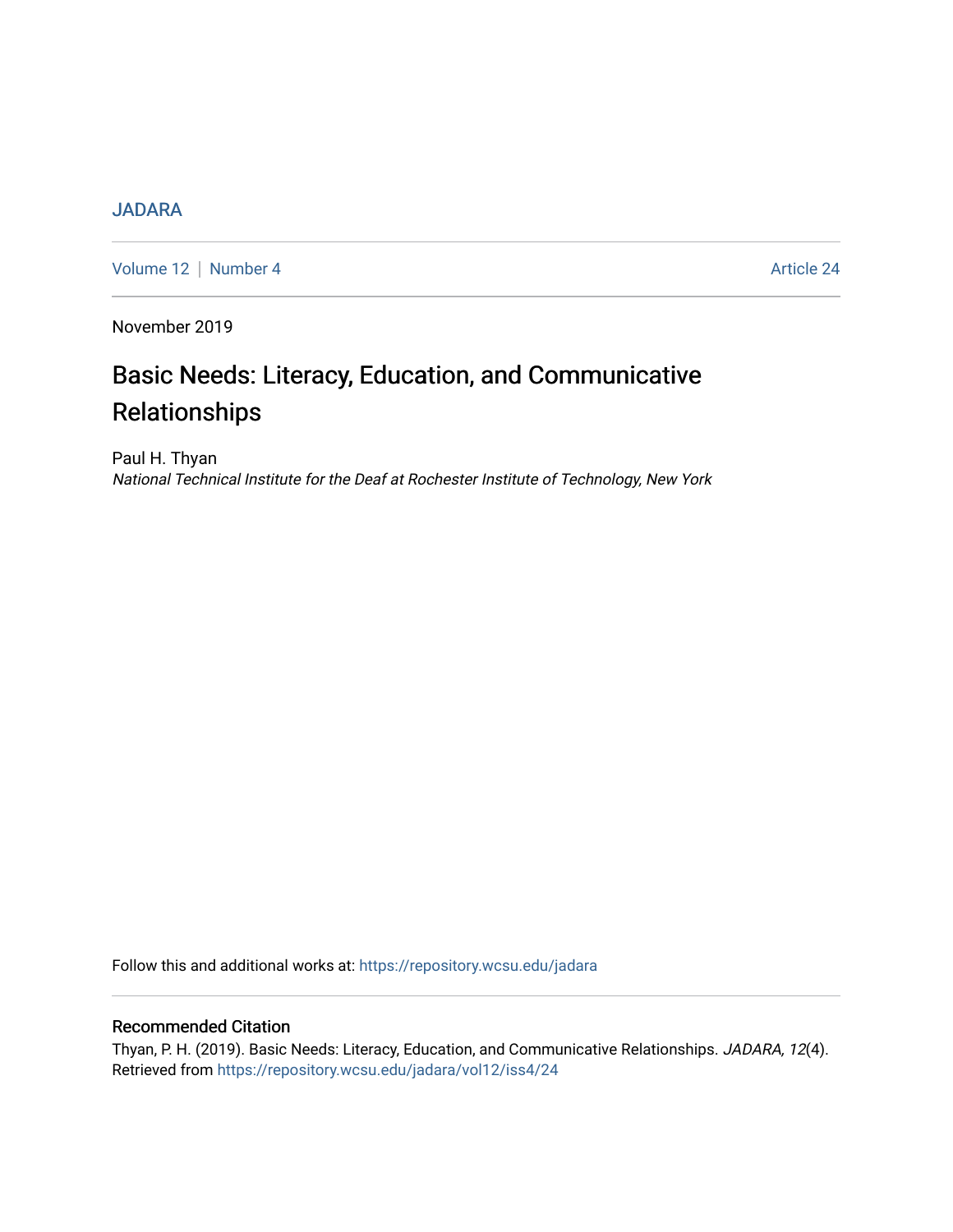JADARA

Volume 12 | Number 4 Article 24

November 2019

# Basic Needs: Literacy, Education, and Communicative Relationships

Paul H. Thyan

*National Technical Institute for the Deaf at Rochester Institute of Technology, New York*

Follow this and additional works at: https://repository.wcsu.edu/jadara

## Recommended Citation

Thyan, P. H. (2019). Basic Needs: Literacy, Education, and Communicative Relationships. *JADARA, 12*(4). Retrieved from https://repository.wcsu.edu/jadara/vol12/iss4/24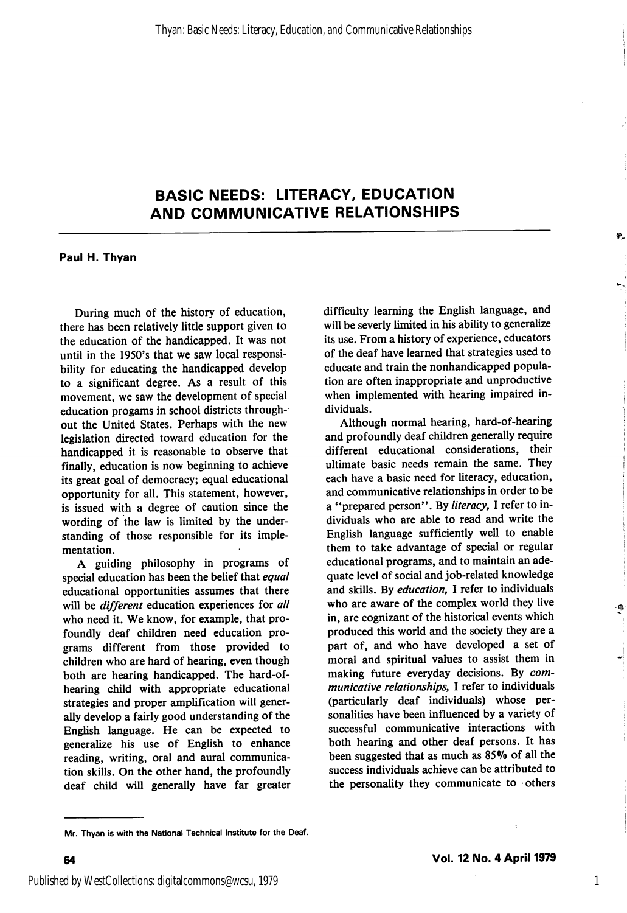# BASIC NEEDS: LITERACY, EDUCATION AND COMMUNICATIVE RELATIONSHIPS

**Paul H. Thyan**

During much of the history of education, there has been relatively little support given to the education of the handicapped. It was not until in the 1950's that we saw local responsibility for educating the handicapped develop to a significant degree. As a result of this movement, we saw the development of special education progams in school districts throughout the United States. Perhaps with the new legislation directed toward education for the handicapped it is reasonable to observe that finally, education is now beginning to achieve its great goal of democracy; equal educational opportunity for all. This statement, however, is issued with a degree of caution since the wording of the law is limited by the understanding of those responsible for its implementation.

A guiding philosophy in programs of special education has been the belief that *equal* educational opportunities assumes that there will be *different* education experiences for *all* who need it. We know, for example, that profoundly deaf children need education programs different from those provided to children who are hard of hearing, even though both are hearing handicapped. The hard-of-hearing child with appropriate educational strategies and proper amplification will generally develop a fairly good understanding of the English language. He can be expected to generalize his use of English to enhance reading, writing, oral and aural communication skills. On the other hand, the profoundly deaf child will generally have far greater difficulty learning the English language, and will be severly limited in his ability to generalize its use. From a history of experience, educators of the deaf have learned that strategies used to educate and train the nonhandicapped population are often inappropriate and unproductive when implemented with hearing impaired individuals.

Although normal hearing, hard-of-hearing and profoundly deaf children generally require different educational considerations, their ultimate basic needs remain the same. They each have a basic need for literacy, education, and communicative relationships in order to be a "prepared person". By *literacy,* I refer to individuals who are able to read and write the English language sufficiently well to enable them to take advantage of special or regular educational programs, and to maintain an adequate level of social and job-related knowledge and skills. By *education,* I refer to individuals who are aware of the complex world they live in, are cognizant of the historical events which produced this world and the society they are a part of, and who have developed a set of moral and spiritual values to assist them in making future everyday decisions. By *communicative relationships,* I refer to individuals (particularly deaf individuals) whose personalities have been influenced by a variety of successful communicative interactions with both hearing and other deaf persons. It has been suggested that as much as 85% of all the success individuals achieve can be attributed to the personality they communicate to others

---

Mr. Thyan is with the National Technical Institute for the Deaf.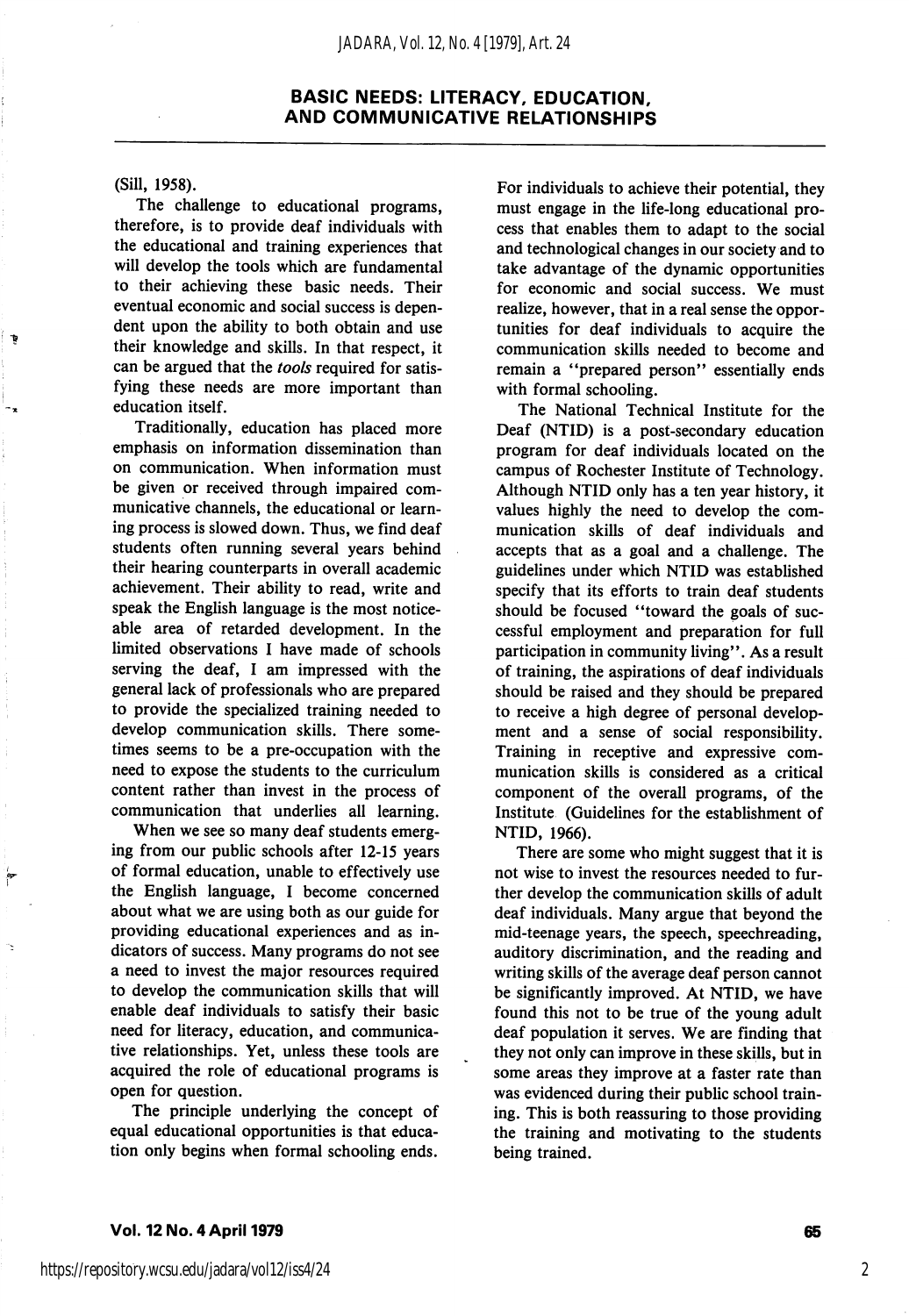(Sill, 1958).

The challenge to educational programs, therefore, is to provide deaf individuals with the educational and training experiences that will develop the tools which are fundamental to their achieving these basic needs. Their eventual economic and social success is dependent upon the ability to both obtain and use their knowledge and skills. In that respect, it can be argued that the *tools* required for satisfying these needs are more important than education itself.

Traditionally, education has placed more emphasis on information dissemination than on communication. When information must be given or received through impaired communicative channels, the educational or learning process is slowed down. Thus, we find deaf students often running several years behind their hearing counterparts in overall academic achievement. Their ability to read, write and speak the English language is the most noticeable area of retarded development. In the limited observations I have made of schools serving the deaf, I am impressed with the general lack of professionals who are prepared to provide the specialized training needed to develop communication skills. There sometimes seems to be a pre-occupation with the need to expose the students to the curriculum content rather than invest in the process of communication that underlies all learning.

When we see so many deaf students emerging from our public schools after 12-15 years of formal education, unable to effectively use the English language, I become concerned about what we are using both as our guide for providing educational experiences and as indicators of success. Many programs do not see a need to invest the major resources required to develop the communication skills that will enable deaf individuals to satisfy their basic need for literacy, education, and communicative relationships. Yet, unless these tools are acquired the role of educational programs is open for question.

The principle underlying the concept of equal educational opportunities is that education only begins when formal schooling ends. For individuals to achieve their potential, they must engage in the life-long educational process that enables them to adapt to the social and technological changes in our society and to take advantage of the dynamic opportunities for economic and social success. We must realize, however, that in a real sense the opportunities for deaf individuals to acquire the communication skills needed to become and remain a "prepared person" essentially ends with formal schooling.

The National Technical Institute for the Deaf (NTID) is a post-secondary education program for deaf individuals located on the campus of Rochester Institute of Technology. Although NTID only has a ten year history, it values highly the need to develop the communication skills of deaf individuals and accepts that as a goal and a challenge. The guidelines under which NTID was established specify that its efforts to train deaf students should be focused "toward the goals of successful employment and preparation for full participation in community living". As a result of training, the aspirations of deaf individuals should be raised and they should be prepared to receive a high degree of personal development and a sense of social responsibility. Training in receptive and expressive communication skills is considered as a critical component of the overall programs, of the Institute (Guidelines for the establishment of NTID, 1966).

There are some who might suggest that it is not wise to invest the resources needed to further develop the communication skills of adult deaf individuals. Many argue that beyond the mid-teenage years, the speech, speechreading, auditory discrimination, and the reading and writing skills of the average deaf person cannot be significantly improved. At NTID, we have found this not to be true of the young adult deaf population it serves. We are finding that they not only can improve in these skills, but in some areas they improve at a faster rate than was evidenced during their public school training. This is both reassuring to those providing the training and motivating to the students being trained.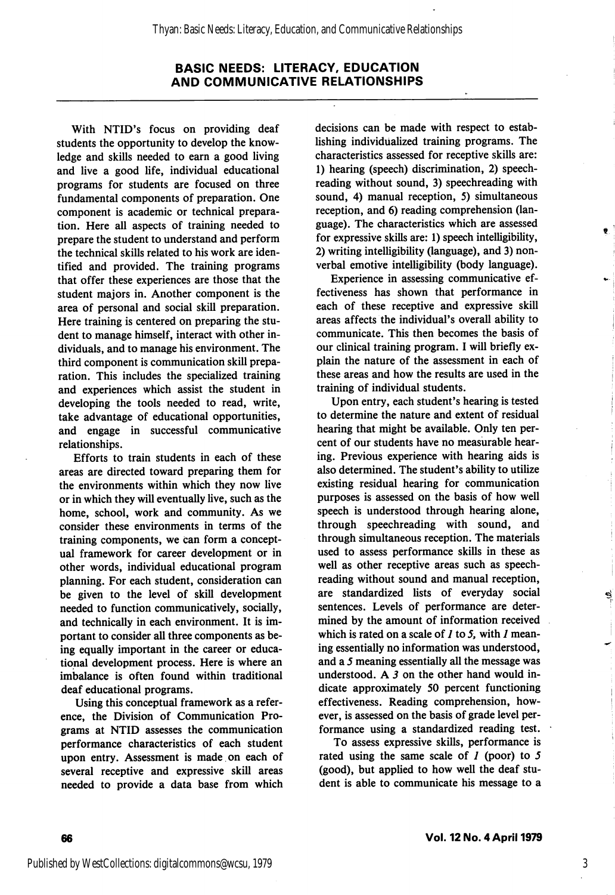## BASIC NEEDS: LITERACY, EDUCATION AND COMMUNICATIVE RELATIONSHIPS

With NTID's focus on providing deaf students the opportunity to develop the knowledge and skills needed to earn a good living and live a good life, individual educational programs for students are focused on three fundamental components of preparation. One component is academic or technical preparation. Here all aspects of training needed to prepare the student to understand and perform the technical skills related to his work are identified and provided. The training programs that offer these experiences are those that the student majors in. Another component is the area of personal and social skill preparation. Here training is centered on preparing the student to manage himself, interact with other individuals, and to manage his environment. The third component is communication skill preparation. This includes the specialized training and experiences which assist the student in developing the tools needed to read, write, take advantage of educational opportunities, and engage in successful communicative relationships.

Efforts to train students in each of these areas are directed toward preparing them for the environments within which they now live or in which they will eventually live, such as the home, school, work and community. As we consider these environments in terms of the training components, we can form a conceptual framework for career development or in other words, individual educational program planning. For each student, consideration can be given to the level of skill development needed to function communicatively, socially, and technically in each environment. It is important to consider all three components as being equally important in the career or educational development process. Here is where an imbalance is often found within traditional deaf educational programs.

Using this conceptual framework as a reference, the Division of Communication Programs at NTID assesses the communication performance characteristics of each student upon entry. Assessment is made on each of several receptive and expressive skill areas needed to provide a data base from which decisions can be made with respect to establishing individualized training programs. The characteristics assessed for receptive skills are: 1) hearing (speech) discrimination, 2) speechreading without sound, 3) speechreading with sound, 4) manual reception, 5) simultaneous reception, and 6) reading comprehension (language). The characteristics which are assessed for expressive skills are: 1) speech intelligibility, 2) writing intelligibility (language), and 3) nonverbal emotive intelligibility (body language).

Experience in assessing communicative effectiveness has shown that performance in each of these receptive and expressive skill areas affects the individual's overall ability to communicate. This then becomes the basis of our clinical training program. I will briefly explain the nature of the assessment in each of these areas and how the results are used in the training of individual students.

Upon entry, each student's hearing is tested to determine the nature and extent of residual hearing that might be available. Only ten percent of our students have no measurable hearing. Previous experience with hearing aids is also determined. The student's ability to utilize existing residual hearing for communication purposes is assessed on the basis of how well speech is understood through hearing alone, through speechreading with sound, and through simultaneous reception. The materials used to assess performance skills in these as well as other receptive areas such as speechreading without sound and manual reception, are standardized lists of everyday social sentences. Levels of performance are determined by the amount of information received which is rated on a scale of *1* to *5*, with *1* meaning essentially no information was understood, and a *5* meaning essentially all the message was understood. A *3* on the other hand would indicate approximately 50 percent functioning effectiveness. Reading comprehension, however, is assessed on the basis of grade level performance using a standardized reading test.

To assess expressive skills, performance is rated using the same scale of *1* (poor) to *5* (good), but applied to how well the deaf student is able to communicate his message to a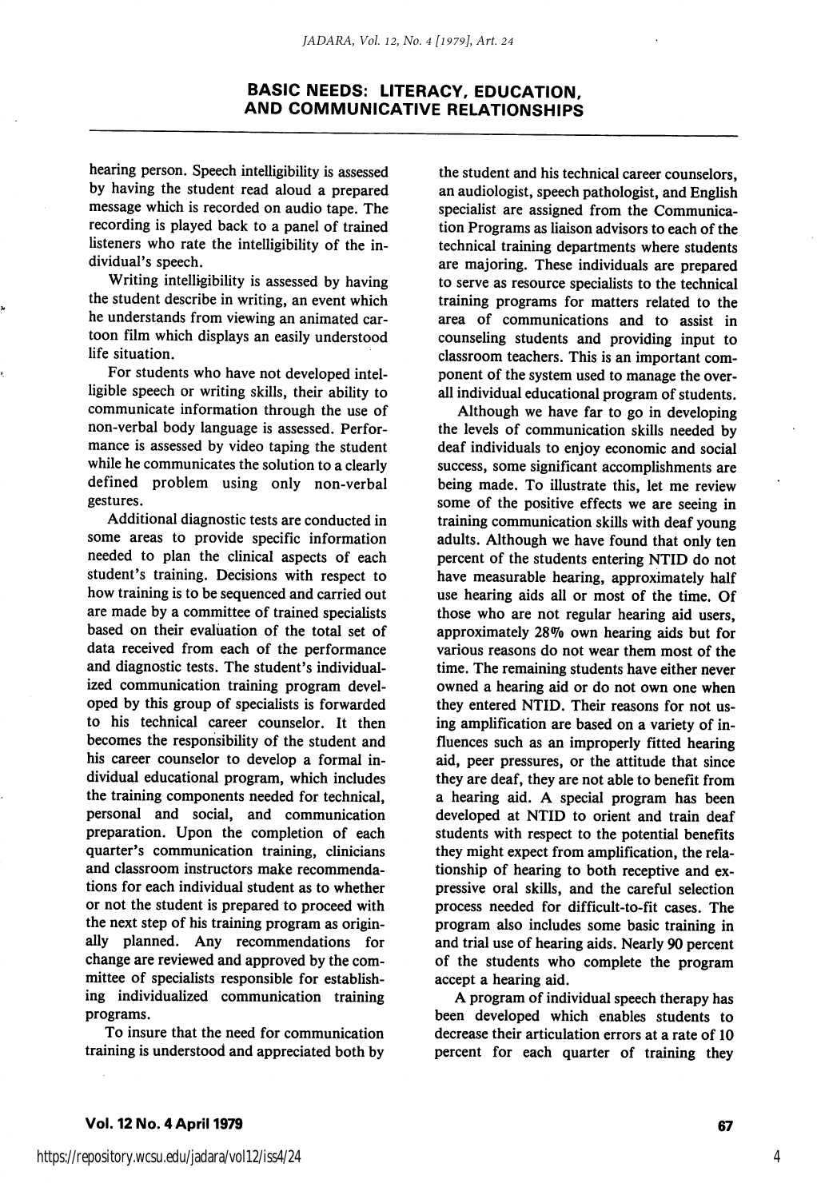hearing person. Speech intelligibility is assessed by having the student read aloud a prepared message which is recorded on audio tape. The recording is played back to a panel of trained listeners who rate the intelligibility of the individual's speech.

Writing intelligibility is assessed by having the student describe in writing, an event which he understands from viewing an animated cartoon film which displays an easily understood life situation.

For students who have not developed intelligible speech or writing skills, their ability to communicate information through the use of non-verbal body language is assessed. Performance is assessed by video taping the student while he communicates the solution to a clearly defined problem using only non-verbal gestures.

Additional diagnostic tests are conducted in some areas to provide specific information needed to plan the clinical aspects of each student's training. Decisions with respect to how training is to be sequenced and carried out are made by a committee of trained specialists based on their evaluation of the total set of data received from each of the performance and diagnostic tests. The student's individualized communication training program developed by this group of specialists is forwarded to his technical career counselor. It then becomes the responsibility of the student and his career counselor to develop a formal individual educational program, which includes the training components needed for technical, personal and social, and communication preparation. Upon the completion of each quarter's communication training, clinicians and classroom instructors make recommendations for each individual student as to whether or not the student is prepared to proceed with the next step of his training program as originally planned. Any recommendations for change are reviewed and approved by the committee of specialists responsible for establishing individualized communication training programs.

To insure that the need for communication training is understood and appreciated both by the student and his technical career counselors, an audiologist, speech pathologist, and English specialist are assigned from the Communication Programs as liaison advisors to each of the technical training departments where students are majoring. These individuals are prepared to serve as resource specialists to the technical training programs for matters related to the area of communications and to assist in counseling students and providing input to classroom teachers. This is an important component of the system used to manage the overall individual educational program of students.

Although we have far to go in developing the levels of communication skills needed by deaf individuals to enjoy economic and social success, some significant accomplishments are being made. To illustrate this, let me review some of the positive effects we are seeing in training communication skills with deaf young adults. Although we have found that only ten percent of the students entering NTID do not have measurable hearing, approximately half use hearing aids all or most of the time. Of those who are not regular hearing aid users, approximately 28% own hearing aids but for various reasons do not wear them most of the time. The remaining students have either never owned a hearing aid or do not own one when they entered NTID. Their reasons for not using amplification are based on a variety of influences such as an improperly fitted hearing aid, peer pressures, or the attitude that since they are deaf, they are not able to benefit from a hearing aid. A special program has been developed at NTID to orient and train deaf students with respect to the potential benefits they might expect from amplification, the relationship of hearing to both receptive and expressive oral skills, and the careful selection process needed for difficult-to-fit cases. The program also includes some basic training in and trial use of hearing aids. Nearly 90 percent of the students who complete the program accept a hearing aid.

A program of individual speech therapy has been developed which enables students to decrease their articulation errors at a rate of 10 percent for each quarter of training they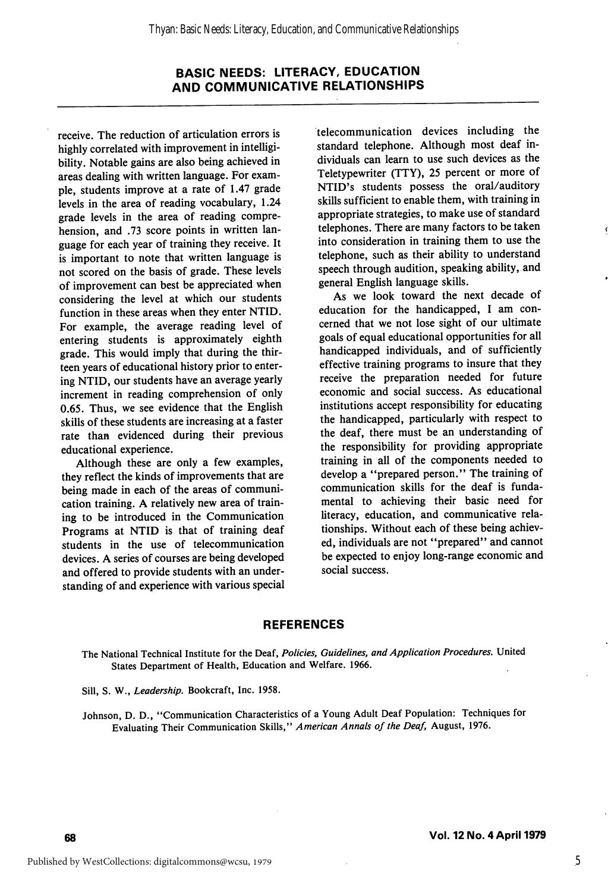## BASIC NEEDS: LITERACY, EDUCATION AND COMMUNICATIVE RELATIONSHIPS

receive. The reduction of articulation errors is highly correlated with improvement in intelligibility. Notable gains are also being achieved in areas dealing with written language. For example, students improve at a rate of 1.47 grade levels in the area of reading vocabulary, 1.24 grade levels in the area of reading comprehension, and .73 score points in written language for each year of training they receive. It is important to note that written language is not scored on the basis of grade. These levels of improvement can best be appreciated when considering the level at which our students function in these areas when they enter NTID. For example, the average reading level of entering students is approximately eighth grade. This would imply that during the thirteen years of educational history prior to entering NTID, our students have an average yearly increment in reading comprehension of only 0.65. Thus, we see evidence that the English skills of these students are increasing at a faster rate than evidenced during their previous educational experience.

Although these are only a few examples, they reflect the kinds of improvements that are being made in each of the areas of communication training. A relatively new area of training to be introduced in the Communication Programs at NTID is that of training deaf students in the use of telecommunication devices. A series of courses are being developed and offered to provide students with an understanding of and experience with various special telecommunication devices including the standard telephone. Although most deaf individuals can learn to use such devices as the Teletypewriter (TTY), 25 percent or more of NTID's students possess the oral/auditory skills sufficient to enable them, with training in appropriate strategies, to make use of standard telephones. There are many factors to be taken into consideration in training them to use the telephone, such as their ability to understand speech through audition, speaking ability, and general English language skills.

As we look toward the next decade of education for the handicapped, I am concerned that we not lose sight of our ultimate goals of equal educational opportunities for all handicapped individuals, and of sufficiently effective training programs to insure that they receive the preparation needed for future economic and social success. As educational institutions accept responsibility for educating the handicapped, particularly with respect to the deaf, there must be an understanding of the responsibility for providing appropriate training in all of the components needed to develop a "prepared person." The training of communication skills for the deaf is fundamental to achieving their basic need for literacy, education, and communicative relationships. Without each of these being achieved, individuals are not "prepared" and cannot be expected to enjoy long-range economic and social success.

## REFERENCES

The National Technical Institute for the Deaf, *Policies, Guidelines, and Application Procedures.* United States Department of Health, Education and Welfare. 1966.

Sill, S. W., *Leadership.* Bookcraft, Inc. 1958.

Johnson, D. D., "Communication Characteristics of a Young Adult Deaf Population: Techniques for Evaluating Their Communication Skills," *American Annals of the Deaf,* August, 1976.